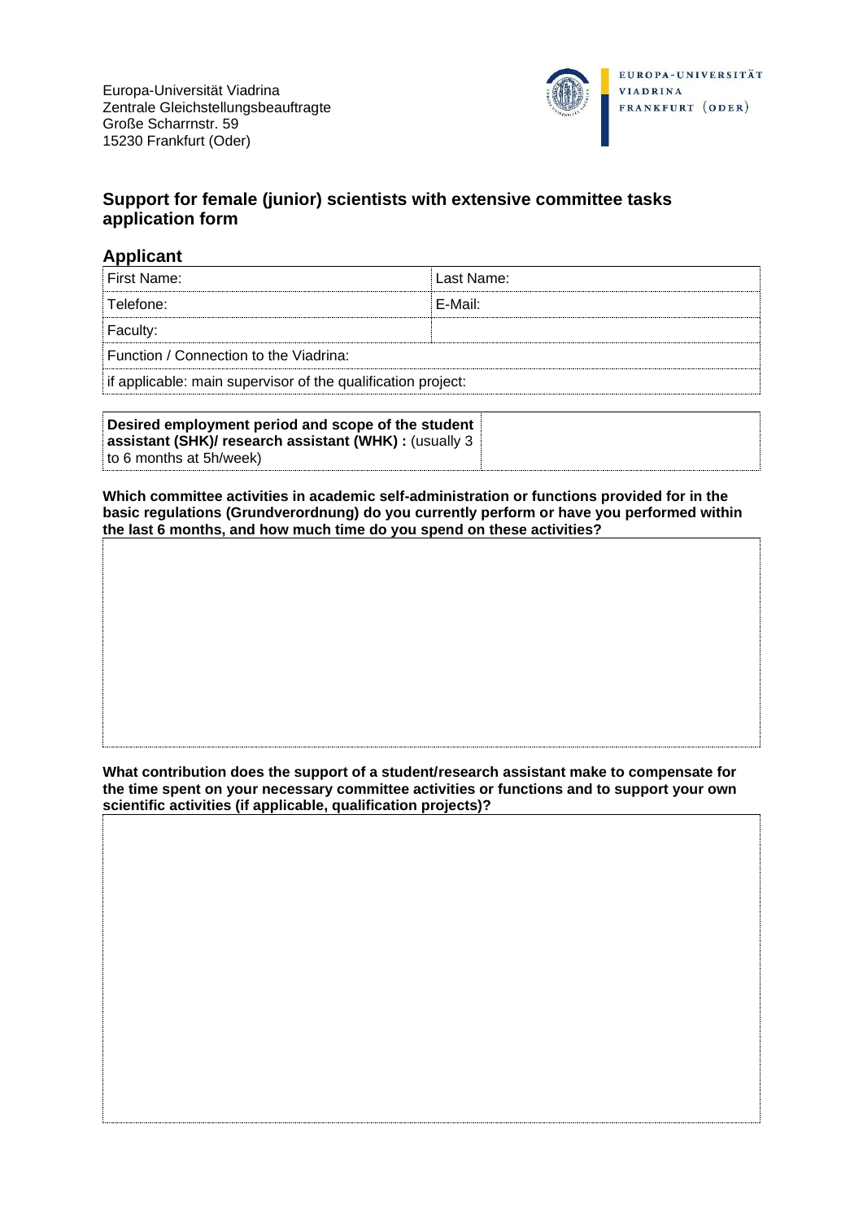Europa-Universität Viadrina
Zentrale Gleichstellungsbeauftragte
Große Scharrnstr. 59
15230 Frankfurt (Oder)

EUROPA-UNIVERSITÄT
VIADRINA
FRANKFURT (ODER)

# Support for female (junior) scientists with extensive committee tasks application form

## Applicant

| First Name: | Last Name: |
|---|---|
| Telefone: | E-Mail: |
| Faculty: | |
| Function / Connection to the Viadrina: | |
| if applicable: main supervisor of the qualification project: | |

| **Desired employment period and scope of the student assistant (SHK)/ research assistant (WHK) :** (usually 3 to 6 months at 5h/week) | |
|---|---|

**Which committee activities in academic self-administration or functions provided for in the basic regulations (Grundverordnung) do you currently perform or have you performed within the last 6 months, and how much time do you spend on these activities?**

**What contribution does the support of a student/research assistant make to compensate for the time spent on your necessary committee activities or functions and to support your own scientific activities (if applicable, qualification projects)?**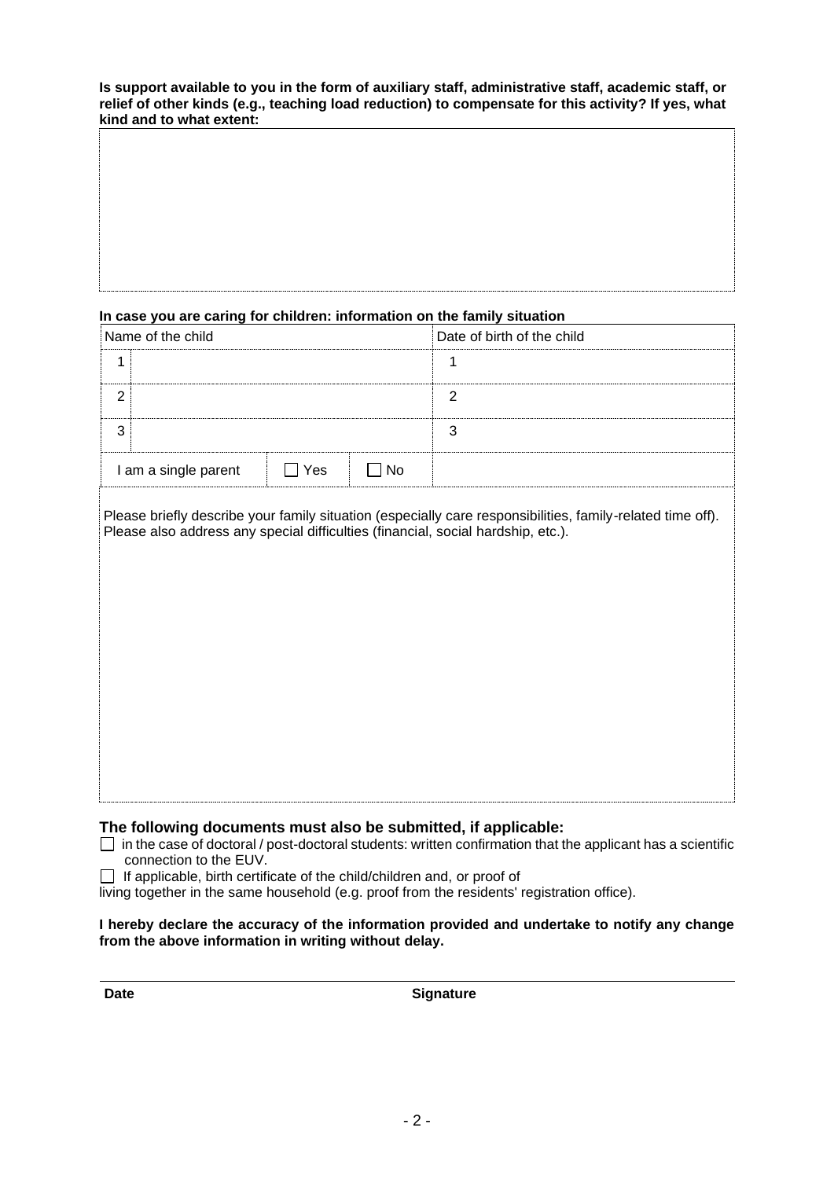**Is support available to you in the form of auxiliary staff, administrative staff, academic staff, or relief of other kinds (e.g., teaching load reduction) to compensate for this activity? If yes, what kind and to what extent:**

**In case you are caring for children: information on the family situation**

| Name of the child | | | | Date of birth of the child |
|---|---|---|---|---|
| 1 | | | | 1 |
| 2 | | | | 2 |
| 3 | | | | 3 |
| I am a single parent | | ☐ Yes | ☐ No | |

Please briefly describe your family situation (especially care responsibilities, family-related time off). Please also address any special difficulties (financial, social hardship, etc.).

### The following documents must also be submitted, if applicable:

☐ in the case of doctoral / post-doctoral students: written confirmation that the applicant has a scientific connection to the EUV.

☐ If applicable, birth certificate of the child/children and, or proof of living together in the same household (e.g. proof from the residents' registration office).

**I hereby declare the accuracy of the information provided and undertake to notify any change from the above information in writing without delay.**

**Date** **Signature**